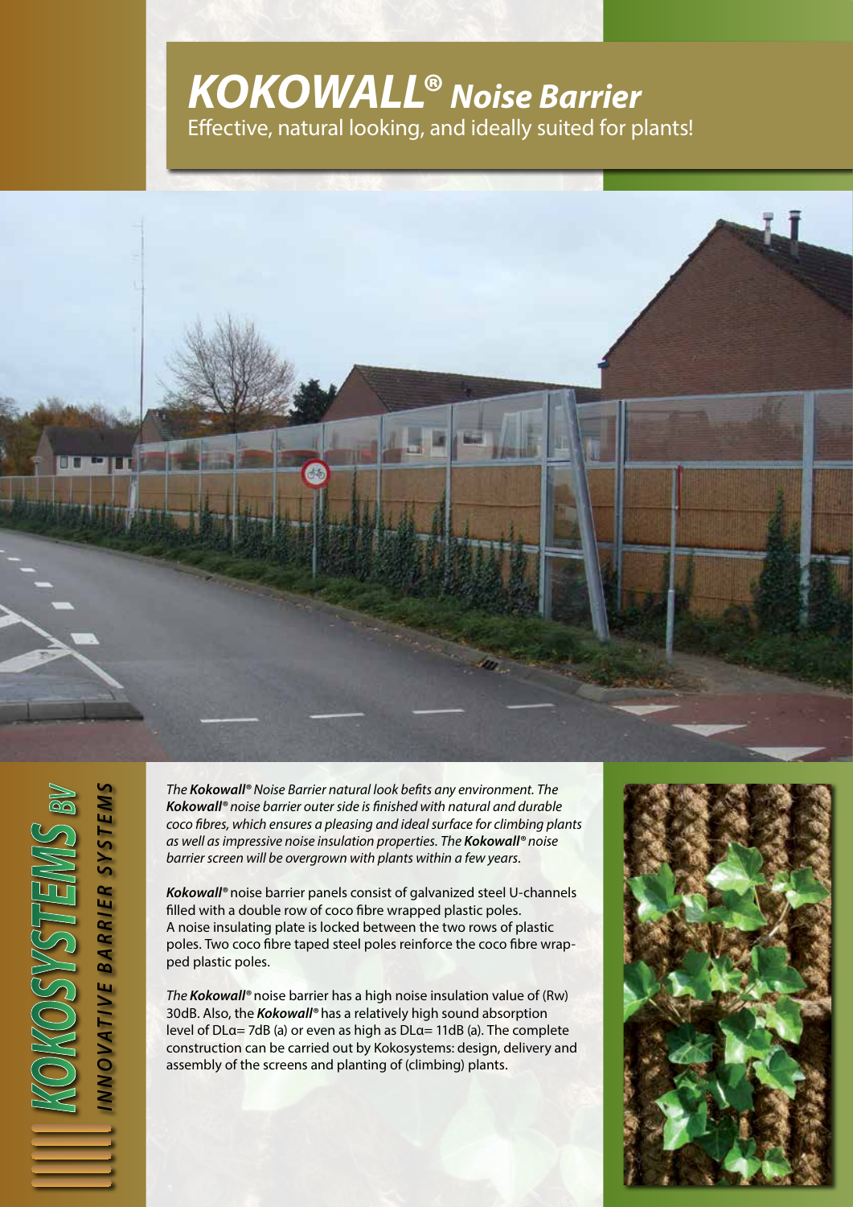# *KOKOWALL®* ***Noise Barrier***

Effective, natural looking, and ideally suited for plants!

**KOKOSYSTEMS** BV

INNOVATIVE BARRIER SYSTEMS

*The **Kokowall®** Noise Barrier natural look befits any environment. The **Kokowall®** noise barrier outer side is finished with natural and durable coco fibres, which ensures a pleasing and ideal surface for climbing plants as well as impressive noise insulation properties. The **Kokowall®** noise barrier screen will be overgrown with plants within a few years.*

***Kokowall®*** noise barrier panels consist of galvanized steel U-channels filled with a double row of coco fibre wrapped plastic poles. A noise insulating plate is locked between the two rows of plastic poles. Two coco fibre taped steel poles reinforce the coco fibre wrapped plastic poles.

The ***Kokowall®*** noise barrier has a high noise insulation value of (Rw) 30dB. Also, the ***Kokowall®*** has a relatively high sound absorption level of DLα= 7dB (a) or even as high as DLα= 11dB (a). The complete construction can be carried out by Kokosystems: design, delivery and assembly of the screens and planting of (climbing) plants.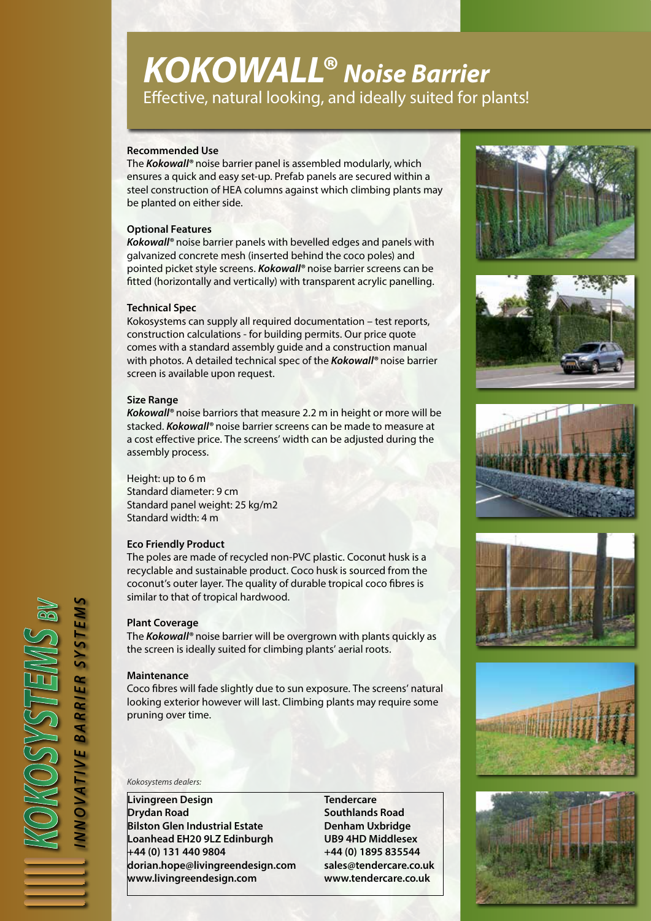# *KOKOWALL®* Noise Barrier

Effective, natural looking, and ideally suited for plants!

### Recommended Use

The ***Kokowall®*** noise barrier panel is assembled modularly, which ensures a quick and easy set-up. Prefab panels are secured within a steel construction of HEA columns against which climbing plants may be planted on either side.

### Optional Features

***Kokowall®*** noise barrier panels with bevelled edges and panels with galvanized concrete mesh (inserted behind the coco poles) and pointed picket style screens. ***Kokowall®*** noise barrier screens can be fitted (horizontally and vertically) with transparent acrylic panelling.

### Technical Spec

Kokosystems can supply all required documentation – test reports, construction calculations - for building permits. Our price quote comes with a standard assembly guide and a construction manual with photos. A detailed technical spec of the ***Kokowall®*** noise barrier screen is available upon request.

### Size Range

***Kokowall®*** noise barriors that measure 2.2 m in height or more will be stacked. ***Kokowall®*** noise barrier screens can be made to measure at a cost effective price. The screens' width can be adjusted during the assembly process.

Height: up to 6 m
Standard diameter: 9 cm
Standard panel weight: 25 kg/m2
Standard width: 4 m

### Eco Friendly Product

The poles are made of recycled non-PVC plastic. Coconut husk is a recyclable and sustainable product. Coco husk is sourced from the coconut's outer layer. The quality of durable tropical coco fibres is similar to that of tropical hardwood.

### Plant Coverage

The ***Kokowall®*** noise barrier will be overgrown with plants quickly as the screen is ideally suited for climbing plants' aerial roots.

### Maintenance

Coco fibres will fade slightly due to sun exposure. The screens' natural looking exterior however will last. Climbing plants may require some pruning over time.

*Kokosystems dealers:*

| | |
|---|---|
| **Livingreen Design**<br>**Drydan Road**<br>**Bilston Glen Industrial Estate**<br>**Loanhead EH20 9LZ Edinburgh**<br>**+44 (0) 131 440 9804**<br>**dorian.hope@livingreendesign.com**<br>**www.livingreendesign.com** | **Tendercare**<br>**Southlands Road**<br>**Denham Uxbridge**<br>**UB9 4HD Middlesex**<br>**+44 (0) 1895 835544**<br>**sales@tendercare.co.uk**<br>**www.tendercare.co.uk** |

KOKOSYSTEMS BV
INNOVATIVE BARRIER SYSTEMS